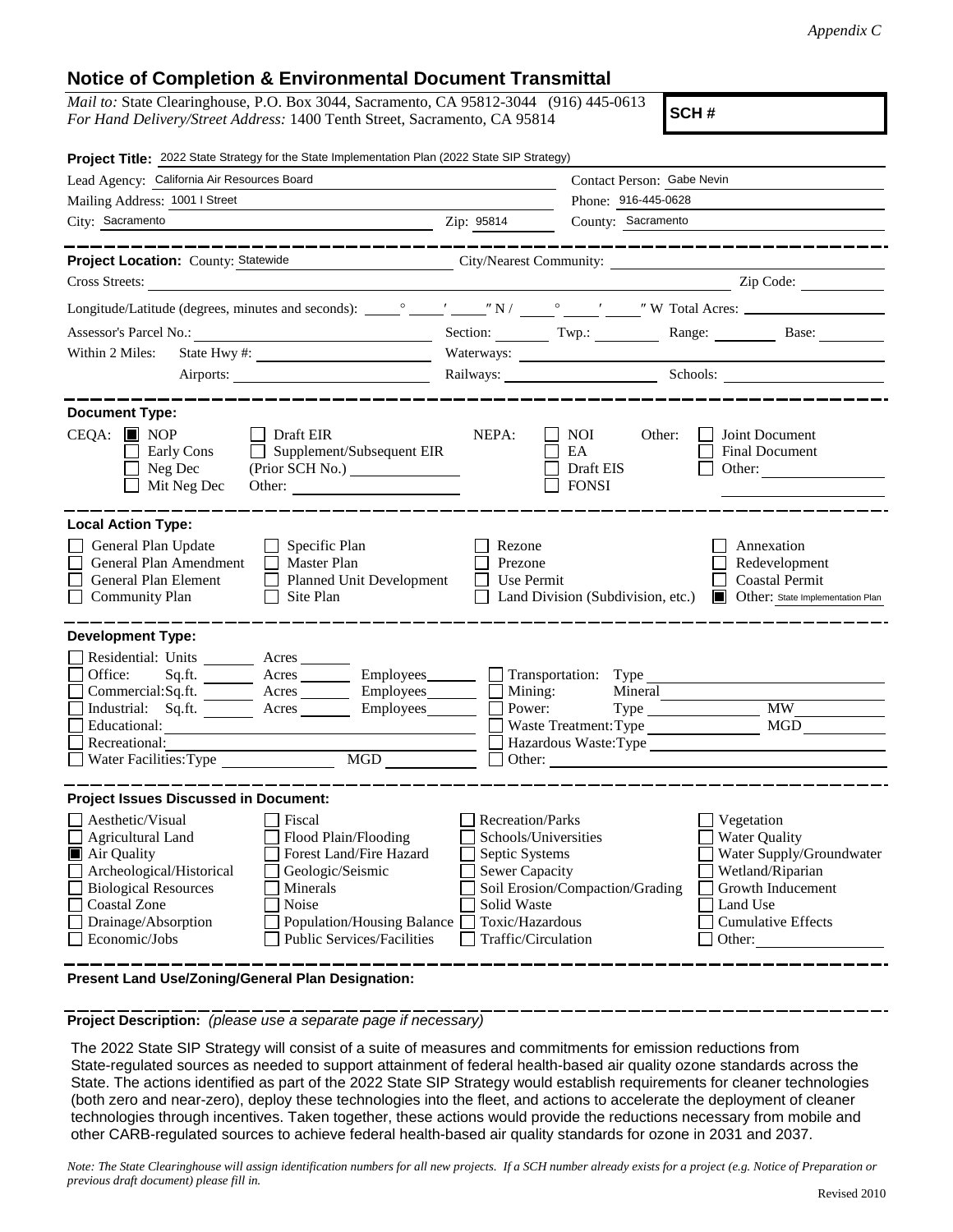*Appendix C*

## Notice of Completion & Environmental Document Transmittal

*Mail to:* State Clearinghouse, P.O. Box 3044, Sacramento, CA 95812-3044 (916) 445-0613
*For Hand Delivery/Street Address:* 1400 Tenth Street, Sacramento, CA 95814

**SCH #**

**Project Title:** 2022 State Strategy for the State Implementation Plan (2022 State SIP Strategy)

Lead Agency: California Air Resources Board
Contact Person: Gabe Nevin
Mailing Address: 1001 I Street
Phone: 916-445-0628
City: Sacramento
Zip: 95814
County: Sacramento

**Project Location:** County: Statewide
City/Nearest Community:
Cross Streets:
Zip Code:
Longitude/Latitude (degrees, minutes and seconds): ___° ___′ ___″ N / ___° ___′ ___″ W Total Acres:
Assessor's Parcel No.:
Section: Twp.: Range: Base:
Within 2 Miles: State Hwy #:
Waterways:
Airports:
Railways:
Schools:

**Document Type:**

CEQA: ☒ NOP ☐ Early Cons ☐ Neg Dec ☐ Mit Neg Dec ☐ Draft EIR ☐ Supplement/Subsequent EIR (Prior SCH No.) ____ Other: ____

NEPA: ☐ NOI ☐ EA ☐ Draft EIS ☐ FONSI

Other: ☐ Joint Document ☐ Final Document ☐ Other: ____

**Local Action Type:**

☐ General Plan Update ☐ General Plan Amendment ☐ General Plan Element ☐ Community Plan ☐ Specific Plan ☐ Master Plan ☐ Planned Unit Development ☐ Site Plan ☐ Rezone ☐ Prezone ☐ Use Permit ☐ Land Division (Subdivision, etc.) ☐ Annexation ☐ Redevelopment ☐ Coastal Permit ☒ Other: State Implementation Plan

**Development Type:**

☐ Residential: Units ____ Acres ____
☐ Office: Sq.ft. ____ Acres ____ Employees ____
☐ Commercial: Sq.ft. ____ Acres ____ Employees ____
☐ Industrial: Sq.ft. ____ Acres ____ Employees ____
☐ Educational:
☐ Recreational:
☐ Water Facilities: Type ____ MGD ____
☐ Transportation: Type
☐ Mining: Mineral
☐ Power: Type ____ MW ____
☐ Waste Treatment: Type ____ MGD ____
☐ Hazardous Waste: Type
☐ Other:

**Project Issues Discussed in Document:**

☐ Aesthetic/Visual ☐ Agricultural Land ☒ Air Quality ☐ Archeological/Historical ☐ Biological Resources ☐ Coastal Zone ☐ Drainage/Absorption ☐ Economic/Jobs ☐ Fiscal ☐ Flood Plain/Flooding ☐ Forest Land/Fire Hazard ☐ Geologic/Seismic ☐ Minerals ☐ Noise ☐ Population/Housing Balance ☐ Public Services/Facilities ☐ Recreation/Parks ☐ Schools/Universities ☐ Septic Systems ☐ Sewer Capacity ☐ Soil Erosion/Compaction/Grading ☐ Solid Waste ☐ Toxic/Hazardous ☐ Traffic/Circulation ☐ Vegetation ☐ Water Quality ☐ Water Supply/Groundwater ☐ Wetland/Riparian ☐ Growth Inducement ☐ Land Use ☐ Cumulative Effects ☐ Other:

**Present Land Use/Zoning/General Plan Designation:**

**Project Description:** *(please use a separate page if necessary)*

The 2022 State SIP Strategy will consist of a suite of measures and commitments for emission reductions from State-regulated sources as needed to support attainment of federal health-based air quality ozone standards across the State. The actions identified as part of the 2022 State SIP Strategy would establish requirements for cleaner technologies (both zero and near-zero), deploy these technologies into the fleet, and actions to accelerate the deployment of cleaner technologies through incentives. Taken together, these actions would provide the reductions necessary from mobile and other CARB-regulated sources to achieve federal health-based air quality standards for ozone in 2031 and 2037.

*Note: The State Clearinghouse will assign identification numbers for all new projects. If a SCH number already exists for a project (e.g. Notice of Preparation or previous draft document) please fill in.*

Revised 2010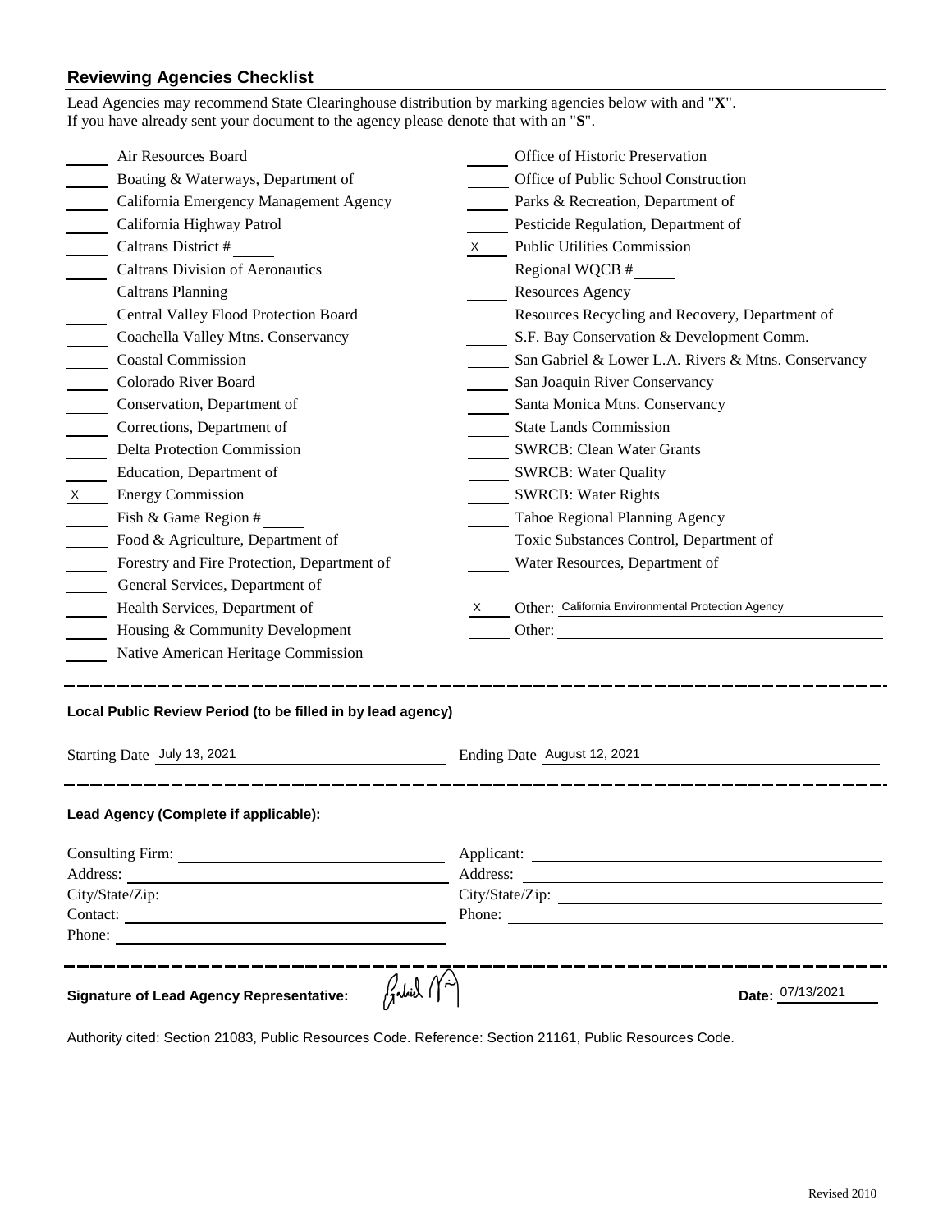## Reviewing Agencies Checklist

Lead Agencies may recommend State Clearinghouse distribution by marking agencies below with and "**X**".
If you have already sent your document to the agency please denote that with an "**S**".

| | | | |
|---|---|---|---|
| ____ | Air Resources Board | ____ | Office of Historic Preservation |
| ____ | Boating & Waterways, Department of | ____ | Office of Public School Construction |
| ____ | California Emergency Management Agency | ____ | Parks & Recreation, Department of |
| ____ | California Highway Patrol | ____ | Pesticide Regulation, Department of |
| ____ | Caltrans District # ____ | X | Public Utilities Commission |
| ____ | Caltrans Division of Aeronautics | ____ | Regional WQCB # ____ |
| ____ | Caltrans Planning | ____ | Resources Agency |
| ____ | Central Valley Flood Protection Board | ____ | Resources Recycling and Recovery, Department of |
| ____ | Coachella Valley Mtns. Conservancy | ____ | S.F. Bay Conservation & Development Comm. |
| ____ | Coastal Commission | ____ | San Gabriel & Lower L.A. Rivers & Mtns. Conservancy |
| ____ | Colorado River Board | ____ | San Joaquin River Conservancy |
| ____ | Conservation, Department of | ____ | Santa Monica Mtns. Conservancy |
| ____ | Corrections, Department of | ____ | State Lands Commission |
| ____ | Delta Protection Commission | ____ | SWRCB: Clean Water Grants |
| ____ | Education, Department of | ____ | SWRCB: Water Quality |
| X | Energy Commission | ____ | SWRCB: Water Rights |
| ____ | Fish & Game Region # ____ | ____ | Tahoe Regional Planning Agency |
| ____ | Food & Agriculture, Department of | ____ | Toxic Substances Control, Department of |
| ____ | Forestry and Fire Protection, Department of | ____ | Water Resources, Department of |
| ____ | General Services, Department of | | |
| ____ | Health Services, Department of | X | Other: California Environmental Protection Agency |
| ____ | Housing & Community Development | ____ | Other: |
| ____ | Native American Heritage Commission | | |

---

**Local Public Review Period (to be filled in by lead agency)**

Starting Date July 13, 2021

Ending Date August 12, 2021

---

**Lead Agency (Complete if applicable):**

Consulting Firm:
Address:
City/State/Zip:
Contact:
Phone:

Applicant:
Address:
City/State/Zip:
Phone:

---

**Signature of Lead Agency Representative:** Gabriel Ng

**Date:** 07/13/2021

Authority cited: Section 21083, Public Resources Code. Reference: Section 21161, Public Resources Code.

Revised 2010